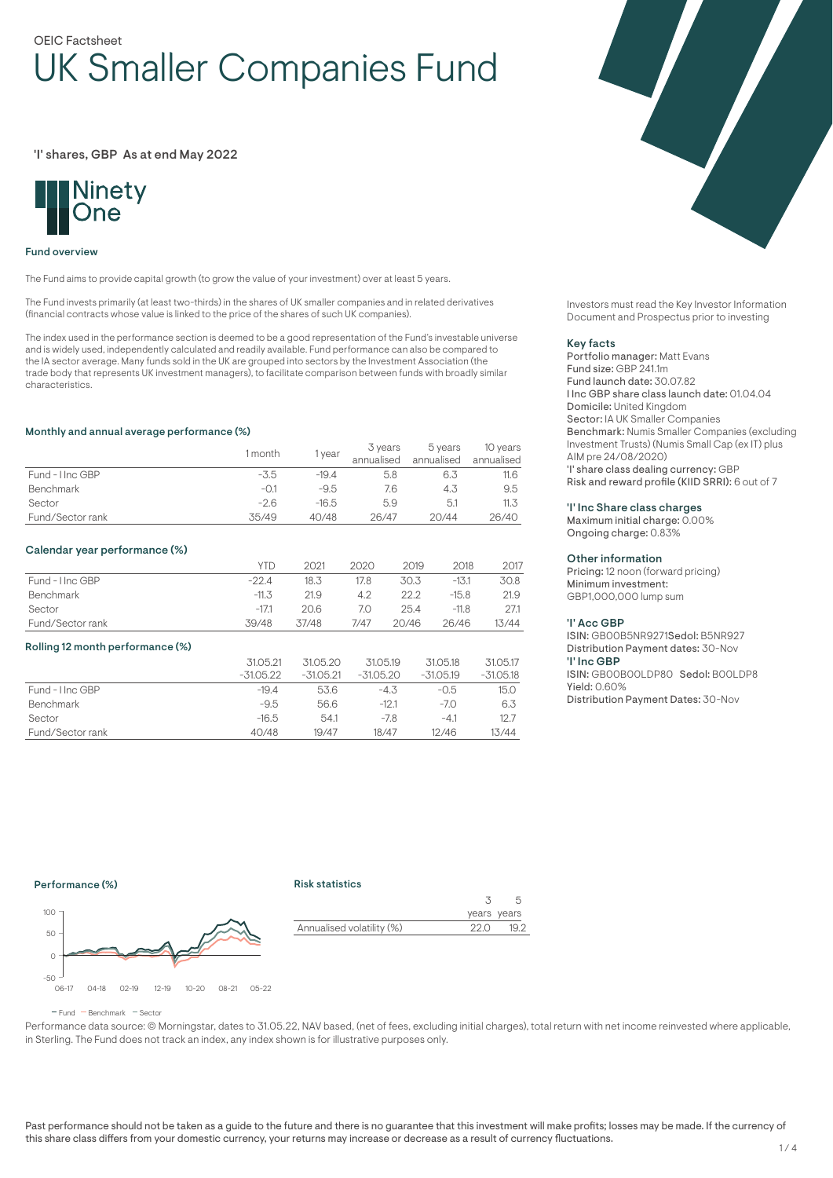OEIC Factsheet

# UK Smaller Companies Fund

'I' shares, GBP As at end May 2022

Ninety One

## Fund overview

The Fund aims to provide capital growth (to grow the value of your investment) over at least 5 years.

The Fund invests primarily (at least two-thirds) in the shares of UK smaller companies and in related derivatives (financial contracts whose value is linked to the price of the shares of such UK companies).

The index used in the performance section is deemed to be a good representation of the Fund's investable universe and is widely used, independently calculated and readily available. Fund performance can also be compared to the IA sector average. Many funds sold in the UK are grouped into sectors by the Investment Association (the trade body that represents UK investment managers), to facilitate comparison between funds with broadly similar characteristics.

Investors must read the Key Investor Information Document and Prospectus prior to investing

### Key facts

Portfolio manager: Matt Evans
Fund size: GBP 241.1m
Fund launch date: 30.07.82
I Inc GBP share class launch date: 01.04.04
Domicile: United Kingdom
Sector: IA UK Smaller Companies
Benchmark: Numis Smaller Companies (excluding Investment Trusts) (Numis Small Cap (ex IT) plus AIM pre 24/08/2020)
'I' share class dealing currency: GBP
Risk and reward profile (KIID SRRI): 6 out of 7

### 'I' Inc Share class charges

Maximum initial charge: 0.00%
Ongoing charge: 0.83%

### Other information

Pricing: 12 noon (forward pricing)
Minimum investment:
GBP1,000,000 lump sum

**'I' Acc GBP**
ISIN: GB00B5NR9271 Sedol: B5NR927
Distribution Payment dates: 30-Nov

**'I' Inc GBP**
ISIN: GB00B00LDP80 Sedol: B00LDP8
Yield: 0.60%
Distribution Payment Dates: 30-Nov

## Monthly and annual average performance (%)

| | 1 month | 1 year | 3 years annualised | 5 years annualised | 10 years annualised |
|---|---|---|---|---|---|
| Fund - I Inc GBP | -3.5 | -19.4 | 5.8 | 6.3 | 11.6 |
| Benchmark | -0.1 | -9.5 | 7.6 | 4.3 | 9.5 |
| Sector | -2.6 | -16.5 | 5.9 | 5.1 | 11.3 |
| Fund/Sector rank | 35/49 | 40/48 | 26/47 | 20/44 | 26/40 |

## Calendar year performance (%)

| | YTD | 2021 | 2020 | 2019 | 2018 | 2017 |
|---|---|---|---|---|---|---|
| Fund - I Inc GBP | -22.4 | 18.3 | 17.8 | 30.3 | -13.1 | 30.8 |
| Benchmark | -11.3 | 21.9 | 4.2 | 22.2 | -15.8 | 21.9 |
| Sector | -17.1 | 20.6 | 7.0 | 25.4 | -11.8 | 27.1 |
| Fund/Sector rank | 39/48 | 37/48 | 7/47 | 20/46 | 26/46 | 13/44 |

## Rolling 12 month performance (%)

| | 31.05.21 -31.05.22 | 31.05.20 -31.05.21 | 31.05.19 -31.05.20 | 31.05.18 -31.05.19 | 31.05.17 -31.05.18 |
|---|---|---|---|---|---|
| Fund - I Inc GBP | -19.4 | 53.6 | -4.3 | -0.5 | 15.0 |
| Benchmark | -9.5 | 56.6 | -12.1 | -7.0 | 6.3 |
| Sector | -16.5 | 54.1 | -7.8 | -4.1 | 12.7 |
| Fund/Sector rank | 40/48 | 19/47 | 18/47 | 12/46 | 13/44 |

## Performance (%)

— Fund — Benchmark — Sector

## Risk statistics

| | 3 years | 5 years |
|---|---|---|
| Annualised volatility (%) | 22.0 | 19.2 |

Performance data source: © Morningstar, dates to 31.05.22, NAV based, (net of fees, excluding initial charges), total return with net income reinvested where applicable, in Sterling. The Fund does not track an index, any index shown is for illustrative purposes only.

Past performance should not be taken as a guide to the future and there is no guarantee that this investment will make profits; losses may be made. If the currency of this share class differs from your domestic currency, your returns may increase or decrease as a result of currency fluctuations.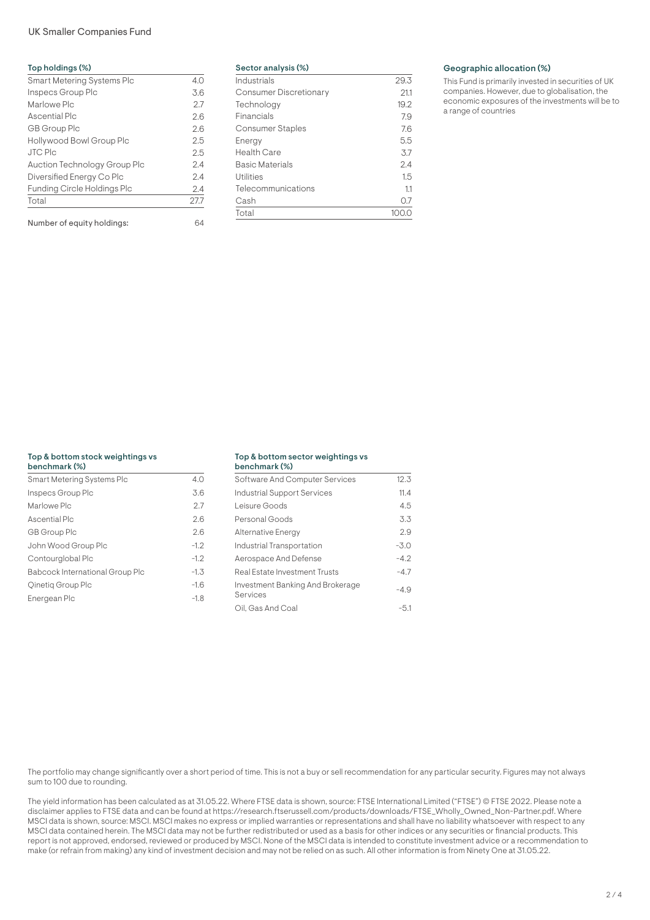# UK Smaller Companies Fund

## Top holdings (%)

| Top holdings (%) | |
|---|---|
| Smart Metering Systems Plc | 4.0 |
| Inspecs Group Plc | 3.6 |
| Marlowe Plc | 2.7 |
| Ascential Plc | 2.6 |
| GB Group Plc | 2.6 |
| Hollywood Bowl Group Plc | 2.5 |
| JTC Plc | 2.5 |
| Auction Technology Group Plc | 2.4 |
| Diversified Energy Co Plc | 2.4 |
| Funding Circle Holdings Plc | 2.4 |
| Total | 27.7 |

Number of equity holdings: 64

## Sector analysis (%)

| Sector analysis (%) | |
|---|---|
| Industrials | 29.3 |
| Consumer Discretionary | 21.1 |
| Technology | 19.2 |
| Financials | 7.9 |
| Consumer Staples | 7.6 |
| Energy | 5.5 |
| Health Care | 3.7 |
| Basic Materials | 2.4 |
| Utilities | 1.5 |
| Telecommunications | 1.1 |
| Cash | 0.7 |
| Total | 100.0 |

## Geographic allocation (%)

This Fund is primarily invested in securities of UK companies. However, due to globalisation, the economic exposures of the investments will be to a range of countries

## Top & bottom stock weightings vs benchmark (%)

| Top & bottom stock weightings vs benchmark (%) | |
|---|---|
| Smart Metering Systems Plc | 4.0 |
| Inspecs Group Plc | 3.6 |
| Marlowe Plc | 2.7 |
| Ascential Plc | 2.6 |
| GB Group Plc | 2.6 |
| John Wood Group Plc | -1.2 |
| Contourglobal Plc | -1.2 |
| Babcock International Group Plc | -1.3 |
| Qinetiq Group Plc | -1.6 |
| Energean Plc | -1.8 |

## Top & bottom sector weightings vs benchmark (%)

| Top & bottom sector weightings vs benchmark (%) | |
|---|---|
| Software And Computer Services | 12.3 |
| Industrial Support Services | 11.4 |
| Leisure Goods | 4.5 |
| Personal Goods | 3.3 |
| Alternative Energy | 2.9 |
| Industrial Transportation | -3.0 |
| Aerospace And Defense | -4.2 |
| Real Estate Investment Trusts | -4.7 |
| Investment Banking And Brokerage Services | -4.9 |
| Oil, Gas And Coal | -5.1 |

The portfolio may change significantly over a short period of time. This is not a buy or sell recommendation for any particular security. Figures may not always sum to 100 due to rounding.

The yield information has been calculated as at 31.05.22. Where FTSE data is shown, source: FTSE International Limited ("FTSE") © FTSE 2022. Please note a disclaimer applies to FTSE data and can be found at https://research.ftserussell.com/products/downloads/FTSE_Wholly_Owned_Non-Partner.pdf. Where MSCI data is shown, source: MSCI. MSCI makes no express or implied warranties or representations and shall have no liability whatsoever with respect to any MSCI data contained herein. The MSCI data may not be further redistributed or used as a basis for other indices or any securities or financial products. This report is not approved, endorsed, reviewed or produced by MSCI. None of the MSCI data is intended to constitute investment advice or a recommendation to make (or refrain from making) any kind of investment decision and may not be relied on as such. All other information is from Ninety One at 31.05.22.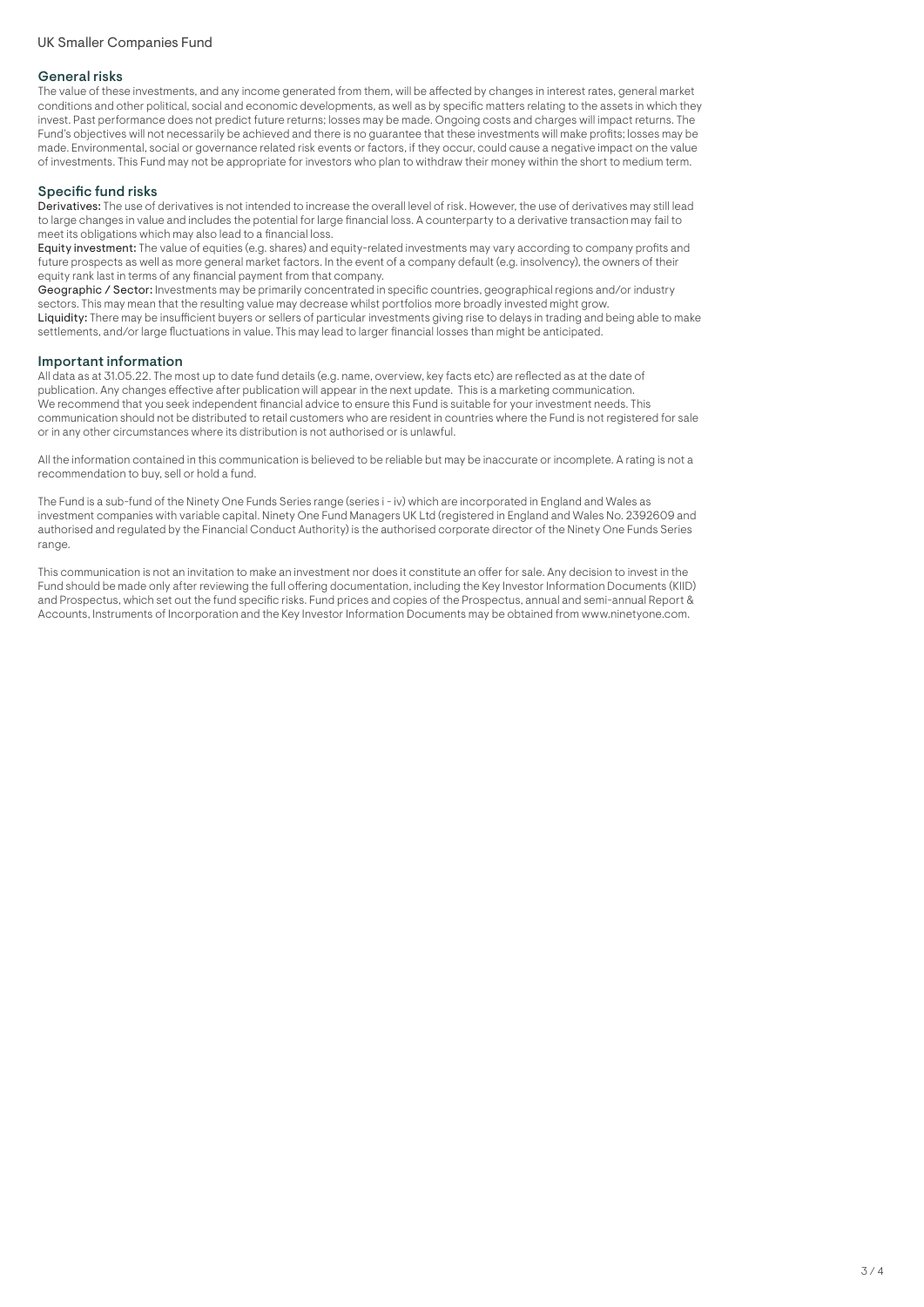## General risks

The value of these investments, and any income generated from them, will be affected by changes in interest rates, general market conditions and other political, social and economic developments, as well as by specific matters relating to the assets in which they invest. Past performance does not predict future returns; losses may be made. Ongoing costs and charges will impact returns. The Fund's objectives will not necessarily be achieved and there is no guarantee that these investments will make profits; losses may be made. Environmental, social or governance related risk events or factors, if they occur, could cause a negative impact on the value of investments. This Fund may not be appropriate for investors who plan to withdraw their money within the short to medium term.

## Specific fund risks

**Derivatives:** The use of derivatives is not intended to increase the overall level of risk. However, the use of derivatives may still lead to large changes in value and includes the potential for large financial loss. A counterparty to a derivative transaction may fail to meet its obligations which may also lead to a financial loss.

**Equity investment:** The value of equities (e.g. shares) and equity-related investments may vary according to company profits and future prospects as well as more general market factors. In the event of a company default (e.g. insolvency), the owners of their equity rank last in terms of any financial payment from that company.

**Geographic / Sector:** Investments may be primarily concentrated in specific countries, geographical regions and/or industry sectors. This may mean that the resulting value may decrease whilst portfolios more broadly invested might grow.

**Liquidity:** There may be insufficient buyers or sellers of particular investments giving rise to delays in trading and being able to make settlements, and/or large fluctuations in value. This may lead to larger financial losses than might be anticipated.

## Important information

All data as at 31.05.22. The most up to date fund details (e.g. name, overview, key facts etc) are reflected as at the date of publication. Any changes effective after publication will appear in the next update. This is a marketing communication. We recommend that you seek independent financial advice to ensure this Fund is suitable for your investment needs. This communication should not be distributed to retail customers who are resident in countries where the Fund is not registered for sale or in any other circumstances where its distribution is not authorised or is unlawful.

All the information contained in this communication is believed to be reliable but may be inaccurate or incomplete. A rating is not a recommendation to buy, sell or hold a fund.

The Fund is a sub-fund of the Ninety One Funds Series range (series i - iv) which are incorporated in England and Wales as investment companies with variable capital. Ninety One Fund Managers UK Ltd (registered in England and Wales No. 2392609 and authorised and regulated by the Financial Conduct Authority) is the authorised corporate director of the Ninety One Funds Series range.

This communication is not an invitation to make an investment nor does it constitute an offer for sale. Any decision to invest in the Fund should be made only after reviewing the full offering documentation, including the Key Investor Information Documents (KIID) and Prospectus, which set out the fund specific risks. Fund prices and copies of the Prospectus, annual and semi-annual Report & Accounts, Instruments of Incorporation and the Key Investor Information Documents may be obtained from www.ninetyone.com.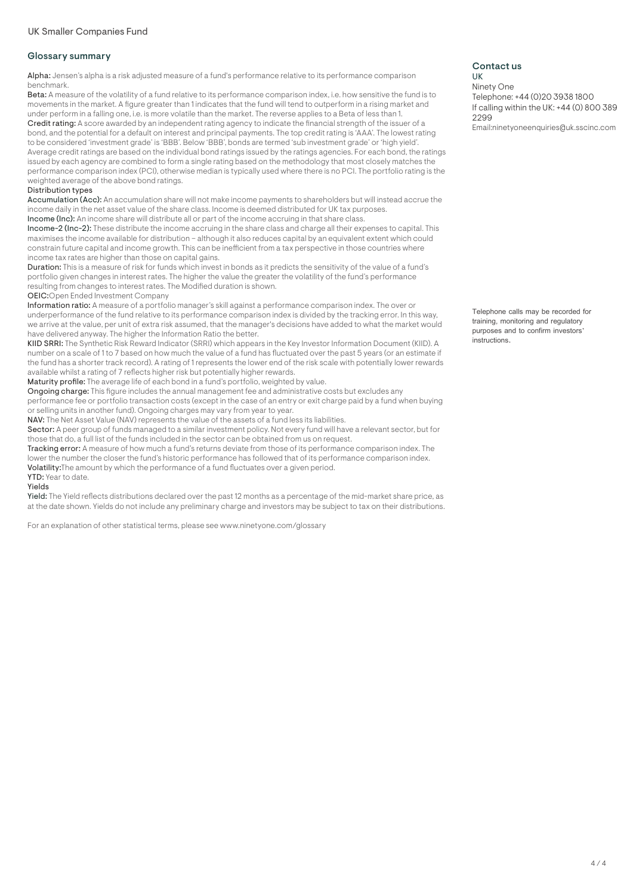## Glossary summary

**Alpha:** Jensen's alpha is a risk adjusted measure of a fund's performance relative to its performance comparison benchmark.

**Beta:** A measure of the volatility of a fund relative to its performance comparison index, i.e. how sensitive the fund is to movements in the market. A figure greater than 1 indicates that the fund will tend to outperform in a rising market and under perform in a falling one, i.e. is more volatile than the market. The reverse applies to a Beta of less than 1.

**Credit rating:** A score awarded by an independent rating agency to indicate the financial strength of the issuer of a bond, and the potential for a default on interest and principal payments. The top credit rating is 'AAA'. The lowest rating to be considered 'investment grade' is 'BBB'. Below 'BBB', bonds are termed 'sub investment grade' or 'high yield'. Average credit ratings are based on the individual bond ratings issued by the ratings agencies. For each bond, the ratings issued by each agency are combined to form a single rating based on the methodology that most closely matches the performance comparison index (PCI), otherwise median is typically used where there is no PCI. The portfolio rating is the weighted average of the above bond ratings.

**Distribution types**

**Accumulation (Acc):** An accumulation share will not make income payments to shareholders but will instead accrue the income daily in the net asset value of the share class. Income is deemed distributed for UK tax purposes.

**Income (Inc):** An income share will distribute all or part of the income accruing in that share class.

**Income-2 (Inc-2):** These distribute the income accruing in the share class and charge all their expenses to capital. This maximises the income available for distribution – although it also reduces capital by an equivalent extent which could constrain future capital and income growth. This can be inefficient from a tax perspective in those countries where income tax rates are higher than those on capital gains.

**Duration:** This is a measure of risk for funds which invest in bonds as it predicts the sensitivity of the value of a fund's portfolio given changes in interest rates. The higher the value the greater the volatility of the fund's performance resulting from changes to interest rates. The Modified duration is shown.

**OEIC:** Open Ended Investment Company

**Information ratio:** A measure of a portfolio manager's skill against a performance comparison index. The over or underperformance of the fund relative to its performance comparison index is divided by the tracking error. In this way, we arrive at the value, per unit of extra risk assumed, that the manager's decisions have added to what the market would have delivered anyway. The higher the Information Ratio the better.

**KIID SRRI:** The Synthetic Risk Reward Indicator (SRRI) which appears in the Key Investor Information Document (KIID). A number on a scale of 1 to 7 based on how much the value of a fund has fluctuated over the past 5 years (or an estimate if the fund has a shorter track record). A rating of 1 represents the lower end of the risk scale with potentially lower rewards available whilst a rating of 7 reflects higher risk but potentially higher rewards.

**Maturity profile:** The average life of each bond in a fund's portfolio, weighted by value.

**Ongoing charge:** This figure includes the annual management fee and administrative costs but excludes any performance fee or portfolio transaction costs (except in the case of an entry or exit charge paid by a fund when buying or selling units in another fund). Ongoing charges may vary from year to year.

**NAV:** The Net Asset Value (NAV) represents the value of the assets of a fund less its liabilities.

**Sector:** A peer group of funds managed to a similar investment policy. Not every fund will have a relevant sector, but for those that do, a full list of the funds included in the sector can be obtained from us on request.

**Tracking error:** A measure of how much a fund's returns deviate from those of its performance comparison index. The lower the number the closer the fund's historic performance has followed that of its performance comparison index.

**Volatility:** The amount by which the performance of a fund fluctuates over a given period.

**YTD:** Year to date.

**Yields**

**Yield:** The Yield reflects distributions declared over the past 12 months as a percentage of the mid-market share price, as at the date shown. Yields do not include any preliminary charge and investors may be subject to tax on their distributions.

For an explanation of other statistical terms, please see www.ninetyone.com/glossary

## Contact us

**UK**

Ninety One
Telephone: +44 (0)20 3938 1800
If calling within the UK: +44 (0) 800 389 2299
Email:ninetyoneenquiries@uk.sscinc.com

Telephone calls may be recorded for training, monitoring and regulatory purposes and to confirm investors' instructions.